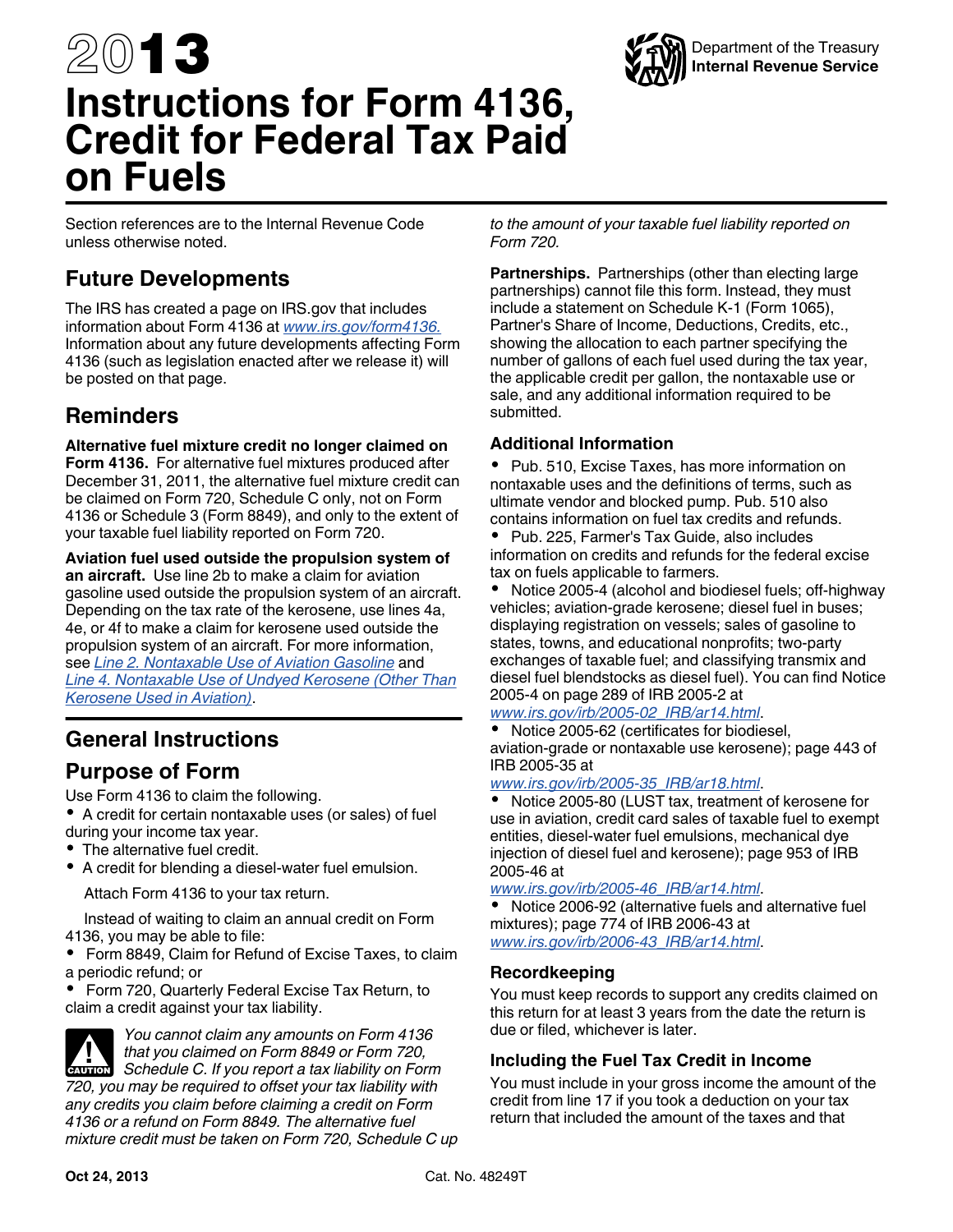# 2013 Instructions for Form 4136, Credit for Federal Tax Paid on Fuels

Department of the Treasury
**Internal Revenue Service**

Section references are to the Internal Revenue Code unless otherwise noted.

## Future Developments

The IRS has created a page on IRS.gov that includes information about Form 4136 at www.irs.gov/form4136. Information about any future developments affecting Form 4136 (such as legislation enacted after we release it) will be posted on that page.

## Reminders

**Alternative fuel mixture credit no longer claimed on Form 4136.** For alternative fuel mixtures produced after December 31, 2011, the alternative fuel mixture credit can be claimed on Form 720, Schedule C only, not on Form 4136 or Schedule 3 (Form 8849), and only to the extent of your taxable fuel liability reported on Form 720.

**Aviation fuel used outside the propulsion system of an aircraft.** Use line 2b to make a claim for aviation gasoline used outside the propulsion system of an aircraft. Depending on the tax rate of the kerosene, use lines 4a, 4e, or 4f to make a claim for kerosene used outside the propulsion system of an aircraft. For more information, see Line 2. Nontaxable Use of Aviation Gasoline and Line 4. Nontaxable Use of Undyed Kerosene (Other Than Kerosene Used in Aviation).

## General Instructions

## Purpose of Form

Use Form 4136 to claim the following.

- A credit for certain nontaxable uses (or sales) of fuel during your income tax year.
- The alternative fuel credit.
- A credit for blending a diesel-water fuel emulsion.

Attach Form 4136 to your tax return.

Instead of waiting to claim an annual credit on Form 4136, you may be able to file:

- Form 8849, Claim for Refund of Excise Taxes, to claim a periodic refund; or
- Form 720, Quarterly Federal Excise Tax Return, to claim a credit against your tax liability.

**CAUTION** *You cannot claim any amounts on Form 4136 that you claimed on Form 8849 or Form 720, Schedule C. If you report a tax liability on Form 720, you may be required to offset your tax liability with any credits you claim before claiming a credit on Form 4136 or a refund on Form 8849. The alternative fuel mixture credit must be taken on Form 720, Schedule C up to the amount of your taxable fuel liability reported on Form 720.*

**Partnerships.** Partnerships (other than electing large partnerships) cannot file this form. Instead, they must include a statement on Schedule K-1 (Form 1065), Partner's Share of Income, Deductions, Credits, etc., showing the allocation to each partner specifying the number of gallons of each fuel used during the tax year, the applicable credit per gallon, the nontaxable use or sale, and any additional information required to be submitted.

### Additional Information

- Pub. 510, Excise Taxes, has more information on nontaxable uses and the definitions of terms, such as ultimate vendor and blocked pump. Pub. 510 also contains information on fuel tax credits and refunds.
- Pub. 225, Farmer's Tax Guide, also includes information on credits and refunds for the federal excise tax on fuels applicable to farmers.
- Notice 2005-4 (alcohol and biodiesel fuels; off-highway vehicles; aviation-grade kerosene; diesel fuel in buses; displaying registration on vessels; sales of gasoline to states, towns, and educational nonprofits; two-party exchanges of taxable fuel; and classifying transmix and diesel fuel blendstocks as diesel fuel). You can find Notice 2005-4 on page 289 of IRB 2005-2 at www.irs.gov/irb/2005-02_IRB/ar14.html.
- Notice 2005-62 (certificates for biodiesel, aviation-grade or nontaxable use kerosene); page 443 of IRB 2005-35 at www.irs.gov/irb/2005-35_IRB/ar18.html.
- Notice 2005-80 (LUST tax, treatment of kerosene for use in aviation, credit card sales of taxable fuel to exempt entities, diesel-water fuel emulsions, mechanical dye injection of diesel fuel and kerosene); page 953 of IRB 2005-46 at www.irs.gov/irb/2005-46_IRB/ar14.html.
- Notice 2006-92 (alternative fuels and alternative fuel mixtures); page 774 of IRB 2006-43 at www.irs.gov/irb/2006-43_IRB/ar14.html.

### Recordkeeping

You must keep records to support any credits claimed on this return for at least 3 years from the date the return is due or filed, whichever is later.

### Including the Fuel Tax Credit in Income

You must include in your gross income the amount of the credit from line 17 if you took a deduction on your tax return that included the amount of the taxes and that

Oct 24, 2013 Cat. No. 48249T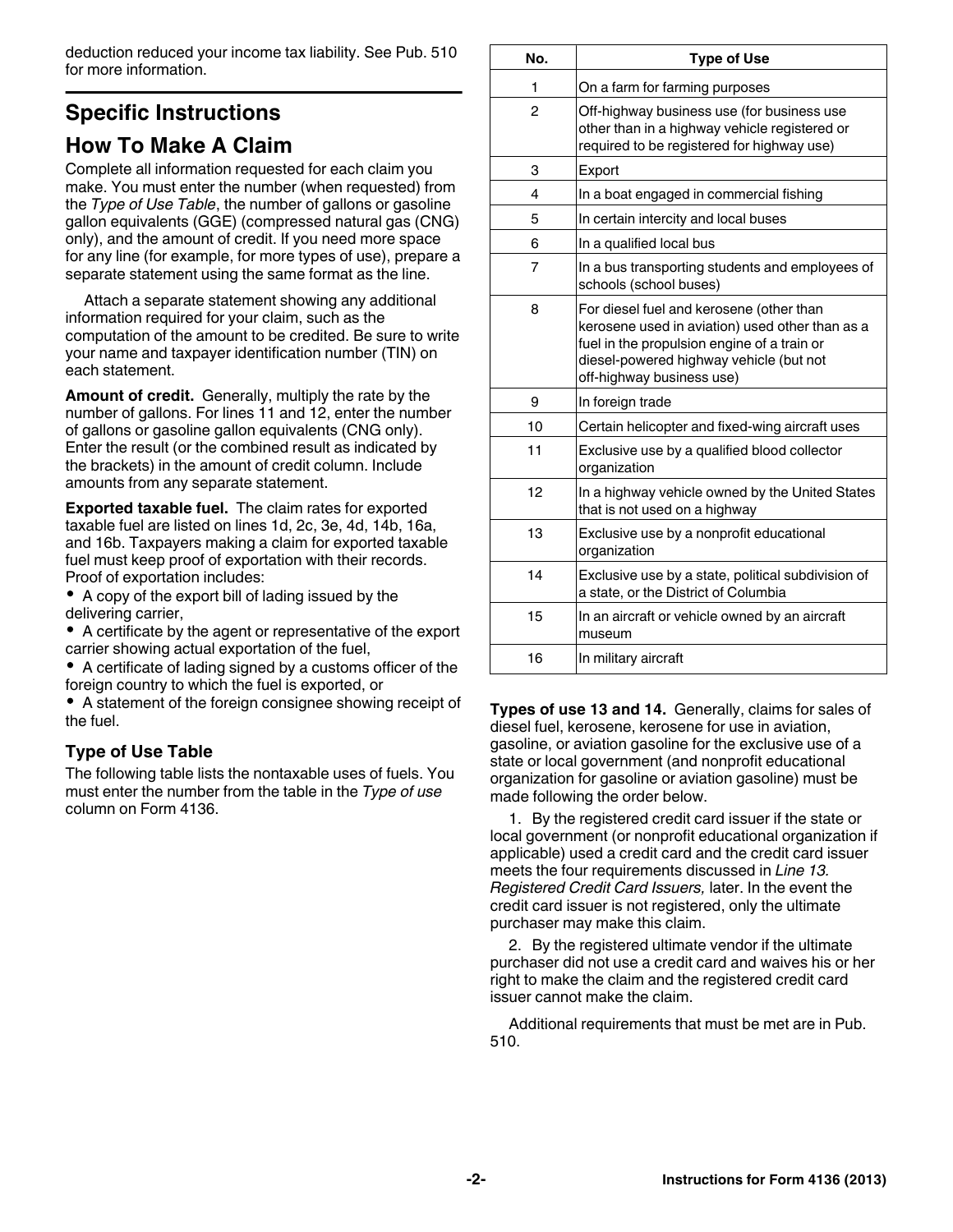deduction reduced your income tax liability. See Pub. 510 for more information.

## Specific Instructions

## How To Make A Claim

Complete all information requested for each claim you make. You must enter the number (when requested) from the *Type of Use Table*, the number of gallons or gasoline gallon equivalents (GGE) (compressed natural gas (CNG) only), and the amount of credit. If you need more space for any line (for example, for more types of use), prepare a separate statement using the same format as the line.

Attach a separate statement showing any additional information required for your claim, such as the computation of the amount to be credited. Be sure to write your name and taxpayer identification number (TIN) on each statement.

**Amount of credit.** Generally, multiply the rate by the number of gallons. For lines 11 and 12, enter the number of gallons or gasoline gallon equivalents (CNG only). Enter the result (or the combined result as indicated by the brackets) in the amount of credit column. Include amounts from any separate statement.

**Exported taxable fuel.** The claim rates for exported taxable fuel are listed on lines 1d, 2c, 3e, 4d, 14b, 16a, and 16b. Taxpayers making a claim for exported taxable fuel must keep proof of exportation with their records. Proof of exportation includes:

- A copy of the export bill of lading issued by the delivering carrier,
- A certificate by the agent or representative of the export carrier showing actual exportation of the fuel,
- A certificate of lading signed by a customs officer of the foreign country to which the fuel is exported, or
- A statement of the foreign consignee showing receipt of the fuel.

### Type of Use Table

The following table lists the nontaxable uses of fuels. You must enter the number from the table in the *Type of use* column on Form 4136.

| No. | Type of Use |
|---|---|
| 1 | On a farm for farming purposes |
| 2 | Off-highway business use (for business use other than in a highway vehicle registered or required to be registered for highway use) |
| 3 | Export |
| 4 | In a boat engaged in commercial fishing |
| 5 | In certain intercity and local buses |
| 6 | In a qualified local bus |
| 7 | In a bus transporting students and employees of schools (school buses) |
| 8 | For diesel fuel and kerosene (other than kerosene used in aviation) used other than as a fuel in the propulsion engine of a train or diesel-powered highway vehicle (but not off-highway business use) |
| 9 | In foreign trade |
| 10 | Certain helicopter and fixed-wing aircraft uses |
| 11 | Exclusive use by a qualified blood collector organization |
| 12 | In a highway vehicle owned by the United States that is not used on a highway |
| 13 | Exclusive use by a nonprofit educational organization |
| 14 | Exclusive use by a state, political subdivision of a state, or the District of Columbia |
| 15 | In an aircraft or vehicle owned by an aircraft museum |
| 16 | In military aircraft |

**Types of use 13 and 14.** Generally, claims for sales of diesel fuel, kerosene, kerosene for use in aviation, gasoline, or aviation gasoline for the exclusive use of a state or local government (and nonprofit educational organization for gasoline or aviation gasoline) must be made following the order below.

1. By the registered credit card issuer if the state or local government (or nonprofit educational organization if applicable) used a credit card and the credit card issuer meets the four requirements discussed in *Line 13. Registered Credit Card Issuers,* later. In the event the credit card issuer is not registered, only the ultimate purchaser may make this claim.

2. By the registered ultimate vendor if the ultimate purchaser did not use a credit card and waives his or her right to make the claim and the registered credit card issuer cannot make the claim.

Additional requirements that must be met are in Pub. 510.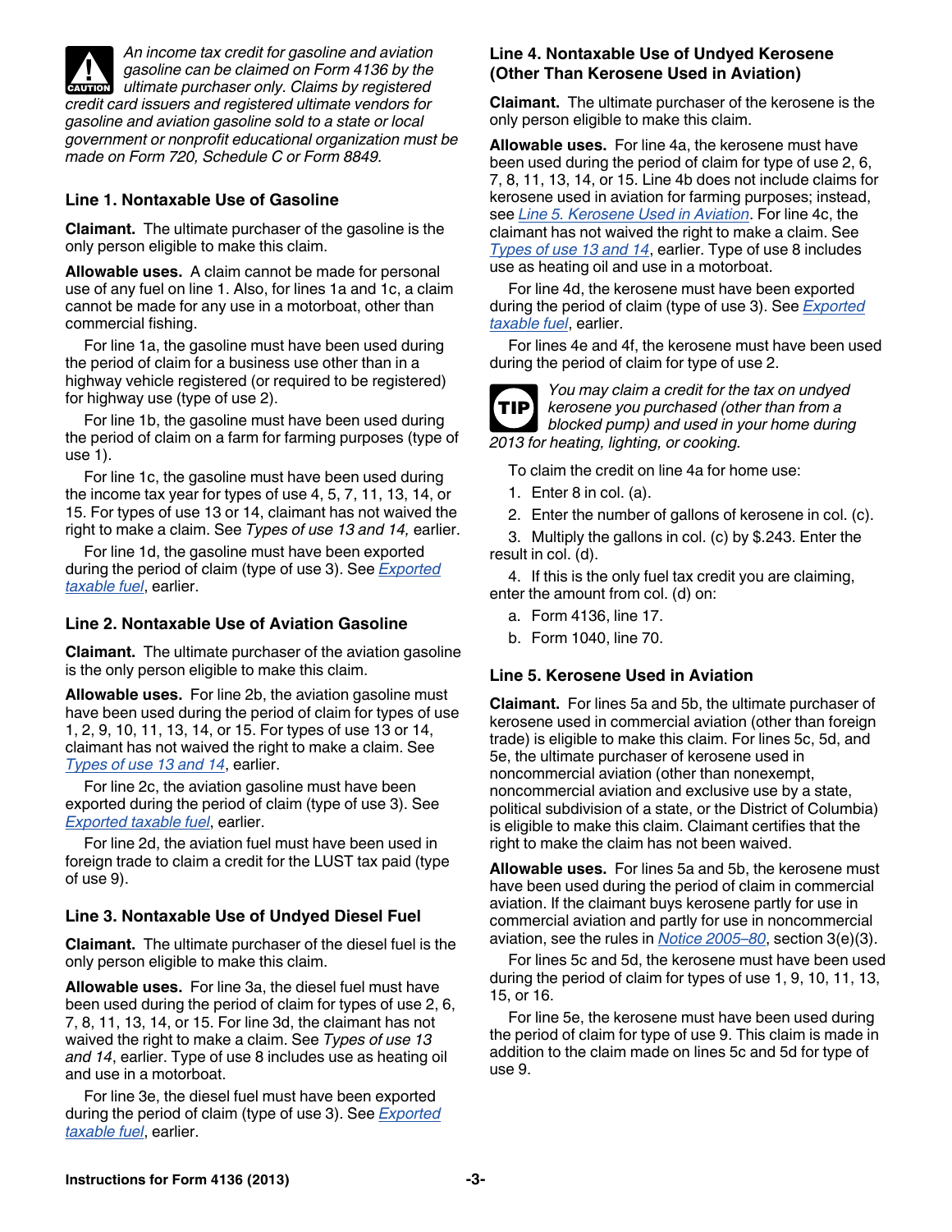**CAUTION** *An income tax credit for gasoline and aviation gasoline can be claimed on Form 4136 by the ultimate purchaser only. Claims by registered credit card issuers and registered ultimate vendors for gasoline and aviation gasoline sold to a state or local government or nonprofit educational organization must be made on Form 720, Schedule C or Form 8849.*

### Line 1. Nontaxable Use of Gasoline

**Claimant.** The ultimate purchaser of the gasoline is the only person eligible to make this claim.

**Allowable uses.** A claim cannot be made for personal use of any fuel on line 1. Also, for lines 1a and 1c, a claim cannot be made for any use in a motorboat, other than commercial fishing.

For line 1a, the gasoline must have been used during the period of claim for a business use other than in a highway vehicle registered (or required to be registered) for highway use (type of use 2).

For line 1b, the gasoline must have been used during the period of claim on a farm for farming purposes (type of use 1).

For line 1c, the gasoline must have been used during the income tax year for types of use 4, 5, 7, 11, 13, 14, or 15. For types of use 13 or 14, claimant has not waived the right to make a claim. See *Types of use 13 and 14,* earlier.

For line 1d, the gasoline must have been exported during the period of claim (type of use 3). See *Exported taxable fuel*, earlier.

### Line 2. Nontaxable Use of Aviation Gasoline

**Claimant.** The ultimate purchaser of the aviation gasoline is the only person eligible to make this claim.

**Allowable uses.** For line 2b, the aviation gasoline must have been used during the period of claim for types of use 1, 2, 9, 10, 11, 13, 14, or 15. For types of use 13 or 14, claimant has not waived the right to make a claim. See *Types of use 13 and 14*, earlier.

For line 2c, the aviation gasoline must have been exported during the period of claim (type of use 3). See *Exported taxable fuel*, earlier.

For line 2d, the aviation fuel must have been used in foreign trade to claim a credit for the LUST tax paid (type of use 9).

### Line 3. Nontaxable Use of Undyed Diesel Fuel

**Claimant.** The ultimate purchaser of the diesel fuel is the only person eligible to make this claim.

**Allowable uses.** For line 3a, the diesel fuel must have been used during the period of claim for types of use 2, 6, 7, 8, 11, 13, 14, or 15. For line 3d, the claimant has not waived the right to make a claim. See *Types of use 13 and 14*, earlier. Type of use 8 includes use as heating oil and use in a motorboat.

For line 3e, the diesel fuel must have been exported during the period of claim (type of use 3). See *Exported taxable fuel*, earlier.

### Line 4. Nontaxable Use of Undyed Kerosene (Other Than Kerosene Used in Aviation)

**Claimant.** The ultimate purchaser of the kerosene is the only person eligible to make this claim.

**Allowable uses.** For line 4a, the kerosene must have been used during the period of claim for type of use 2, 6, 7, 8, 11, 13, 14, or 15. Line 4b does not include claims for kerosene used in aviation for farming purposes; instead, see *Line 5. Kerosene Used in Aviation*. For line 4c, the claimant has not waived the right to make a claim. See *Types of use 13 and 14*, earlier. Type of use 8 includes use as heating oil and use in a motorboat.

For line 4d, the kerosene must have been exported during the period of claim (type of use 3). See *Exported taxable fuel*, earlier.

For lines 4e and 4f, the kerosene must have been used during the period of claim for type of use 2.

**TIP** *You may claim a credit for the tax on undyed kerosene you purchased (other than from a blocked pump) and used in your home during 2013 for heating, lighting, or cooking.*

To claim the credit on line 4a for home use:

1. Enter 8 in col. (a).
2. Enter the number of gallons of kerosene in col. (c).
3. Multiply the gallons in col. (c) by $.243. Enter the result in col. (d).
4. If this is the only fuel tax credit you are claiming, enter the amount from col. (d) on:
   a. Form 4136, line 17.
   b. Form 1040, line 70.

### Line 5. Kerosene Used in Aviation

**Claimant.** For lines 5a and 5b, the ultimate purchaser of kerosene used in commercial aviation (other than foreign trade) is eligible to make this claim. For lines 5c, 5d, and 5e, the ultimate purchaser of kerosene used in noncommercial aviation (other than nonexempt, noncommercial aviation and exclusive use by a state, political subdivision of a state, or the District of Columbia) is eligible to make this claim. Claimant certifies that the right to make the claim has not been waived.

**Allowable uses.** For lines 5a and 5b, the kerosene must have been used during the period of claim in commercial aviation. If the claimant buys kerosene partly for use in commercial aviation and partly for use in noncommercial aviation, see the rules in *Notice 2005–80*, section 3(e)(3).

For lines 5c and 5d, the kerosene must have been used during the period of claim for types of use 1, 9, 10, 11, 13, 15, or 16.

For line 5e, the kerosene must have been used during the period of claim for type of use 9. This claim is made in addition to the claim made on lines 5c and 5d for type of use 9.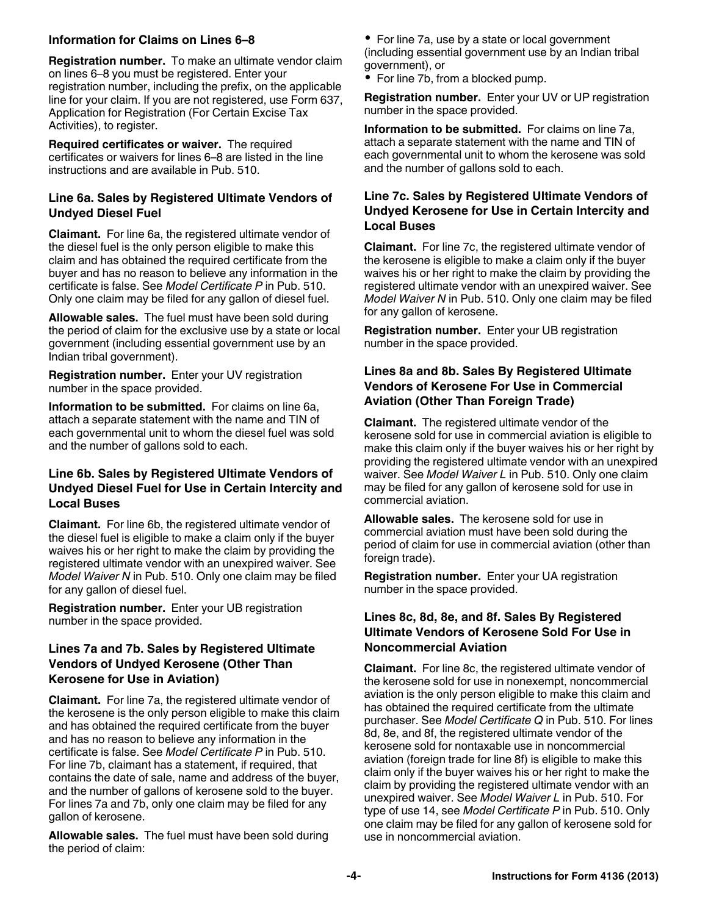### Information for Claims on Lines 6–8

**Registration number.** To make an ultimate vendor claim on lines 6–8 you must be registered. Enter your registration number, including the prefix, on the applicable line for your claim. If you are not registered, use Form 637, Application for Registration (For Certain Excise Tax Activities), to register.

**Required certificates or waiver.** The required certificates or waivers for lines 6–8 are listed in the line instructions and are available in Pub. 510.

### Line 6a. Sales by Registered Ultimate Vendors of Undyed Diesel Fuel

**Claimant.** For line 6a, the registered ultimate vendor of the diesel fuel is the only person eligible to make this claim and has obtained the required certificate from the buyer and has no reason to believe any information in the certificate is false. See *Model Certificate P* in Pub. 510. Only one claim may be filed for any gallon of diesel fuel.

**Allowable sales.** The fuel must have been sold during the period of claim for the exclusive use by a state or local government (including essential government use by an Indian tribal government).

**Registration number.** Enter your UV registration number in the space provided.

**Information to be submitted.** For claims on line 6a, attach a separate statement with the name and TIN of each governmental unit to whom the diesel fuel was sold and the number of gallons sold to each.

### Line 6b. Sales by Registered Ultimate Vendors of Undyed Diesel Fuel for Use in Certain Intercity and Local Buses

**Claimant.** For line 6b, the registered ultimate vendor of the diesel fuel is eligible to make a claim only if the buyer waives his or her right to make the claim by providing the registered ultimate vendor with an unexpired waiver. See *Model Waiver N* in Pub. 510. Only one claim may be filed for any gallon of diesel fuel.

**Registration number.** Enter your UB registration number in the space provided.

### Lines 7a and 7b. Sales by Registered Ultimate Vendors of Undyed Kerosene (Other Than Kerosene for Use in Aviation)

**Claimant.** For line 7a, the registered ultimate vendor of the kerosene is the only person eligible to make this claim and has obtained the required certificate from the buyer and has no reason to believe any information in the certificate is false. See *Model Certificate P* in Pub. 510. For line 7b, claimant has a statement, if required, that contains the date of sale, name and address of the buyer, and the number of gallons of kerosene sold to the buyer. For lines 7a and 7b, only one claim may be filed for any gallon of kerosene.

**Allowable sales.** The fuel must have been sold during the period of claim:

- For line 7a, use by a state or local government (including essential government use by an Indian tribal government), or
- For line 7b, from a blocked pump.

**Registration number.** Enter your UV or UP registration number in the space provided.

**Information to be submitted.** For claims on line 7a, attach a separate statement with the name and TIN of each governmental unit to whom the kerosene was sold and the number of gallons sold to each.

### Line 7c. Sales by Registered Ultimate Vendors of Undyed Kerosene for Use in Certain Intercity and Local Buses

**Claimant.** For line 7c, the registered ultimate vendor of the kerosene is eligible to make a claim only if the buyer waives his or her right to make the claim by providing the registered ultimate vendor with an unexpired waiver. See *Model Waiver N* in Pub. 510. Only one claim may be filed for any gallon of kerosene.

**Registration number.** Enter your UB registration number in the space provided.

### Lines 8a and 8b. Sales By Registered Ultimate Vendors of Kerosene For Use in Commercial Aviation (Other Than Foreign Trade)

**Claimant.** The registered ultimate vendor of the kerosene sold for use in commercial aviation is eligible to make this claim only if the buyer waives his or her right by providing the registered ultimate vendor with an unexpired waiver. See *Model Waiver L* in Pub. 510. Only one claim may be filed for any gallon of kerosene sold for use in commercial aviation.

**Allowable sales.** The kerosene sold for use in commercial aviation must have been sold during the period of claim for use in commercial aviation (other than foreign trade).

**Registration number.** Enter your UA registration number in the space provided.

### Lines 8c, 8d, 8e, and 8f. Sales By Registered Ultimate Vendors of Kerosene Sold For Use in Noncommercial Aviation

**Claimant.** For line 8c, the registered ultimate vendor of the kerosene sold for use in nonexempt, noncommercial aviation is the only person eligible to make this claim and has obtained the required certificate from the ultimate purchaser. See *Model Certificate Q* in Pub. 510. For lines 8d, 8e, and 8f, the registered ultimate vendor of the kerosene sold for nontaxable use in noncommercial aviation (foreign trade for line 8f) is eligible to make this claim only if the buyer waives his or her right to make the claim by providing the registered ultimate vendor with an unexpired waiver. See *Model Waiver L* in Pub. 510. For type of use 14, see *Model Certificate P* in Pub. 510. Only one claim may be filed for any gallon of kerosene sold for use in noncommercial aviation.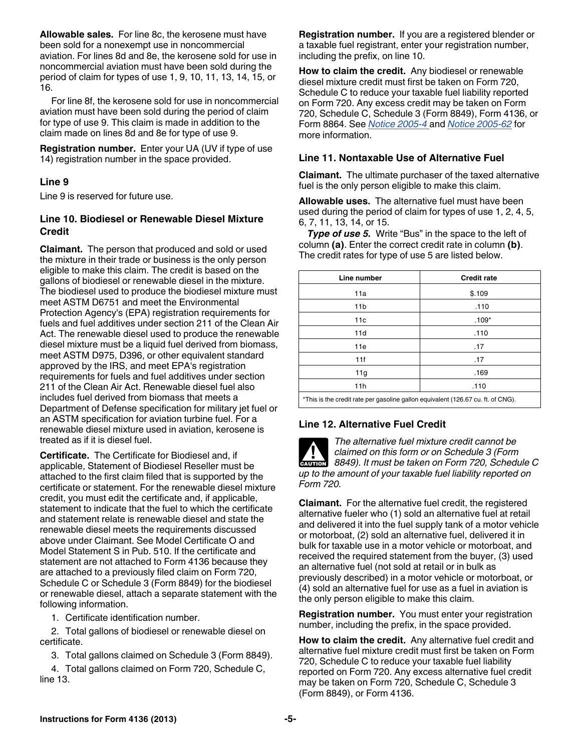**Allowable sales.** For line 8c, the kerosene must have been sold for a nonexempt use in noncommercial aviation. For lines 8d and 8e, the kerosene sold for use in noncommercial aviation must have been sold during the period of claim for types of use 1, 9, 10, 11, 13, 14, 15, or 16.

For line 8f, the kerosene sold for use in noncommercial aviation must have been sold during the period of claim for type of use 9. This claim is made in addition to the claim made on lines 8d and 8e for type of use 9.

**Registration number.** Enter your UA (UV if type of use 14) registration number in the space provided.

### Line 9

Line 9 is reserved for future use.

### Line 10. Biodiesel or Renewable Diesel Mixture Credit

**Claimant.** The person that produced and sold or used the mixture in their trade or business is the only person eligible to make this claim. The credit is based on the gallons of biodiesel or renewable diesel in the mixture. The biodiesel used to produce the biodiesel mixture must meet ASTM D6751 and meet the Environmental Protection Agency's (EPA) registration requirements for fuels and fuel additives under section 211 of the Clean Air Act. The renewable diesel used to produce the renewable diesel mixture must be a liquid fuel derived from biomass, meet ASTM D975, D396, or other equivalent standard approved by the IRS, and meet EPA's registration requirements for fuels and fuel additives under section 211 of the Clean Air Act. Renewable diesel fuel also includes fuel derived from biomass that meets a Department of Defense specification for military jet fuel or an ASTM specification for aviation turbine fuel. For a renewable diesel mixture used in aviation, kerosene is treated as if it is diesel fuel.

**Certificate.** The Certificate for Biodiesel and, if applicable, Statement of Biodiesel Reseller must be attached to the first claim filed that is supported by the certificate or statement. For the renewable diesel mixture credit, you must edit the certificate and, if applicable, statement to indicate that the fuel to which the certificate and statement relate is renewable diesel and state the renewable diesel meets the requirements discussed above under Claimant. See Model Certificate O and Model Statement S in Pub. 510. If the certificate and statement are not attached to Form 4136 because they are attached to a previously filed claim on Form 720, Schedule C or Schedule 3 (Form 8849) for the biodiesel or renewable diesel, attach a separate statement with the following information.

1. Certificate identification number.
2. Total gallons of biodiesel or renewable diesel on certificate.
3. Total gallons claimed on Schedule 3 (Form 8849).
4. Total gallons claimed on Form 720, Schedule C, line 13.

**Registration number.** If you are a registered blender or a taxable fuel registrant, enter your registration number, including the prefix, on line 10.

**How to claim the credit.** Any biodiesel or renewable diesel mixture credit must first be taken on Form 720, Schedule C to reduce your taxable fuel liability reported on Form 720. Any excess credit may be taken on Form 720, Schedule C, Schedule 3 (Form 8849), Form 4136, or Form 8864. See Notice 2005-4 and Notice 2005-62 for more information.

### Line 11. Nontaxable Use of Alternative Fuel

**Claimant.** The ultimate purchaser of the taxed alternative fuel is the only person eligible to make this claim.

**Allowable uses.** The alternative fuel must have been used during the period of claim for types of use 1, 2, 4, 5, 6, 7, 11, 13, 14, or 15.

***Type of use 5.*** Write "Bus" in the space to the left of column **(a)**. Enter the correct credit rate in column **(b)**. The credit rates for type of use 5 are listed below.

| Line number | Credit rate |
|---|---|
| 11a | $.109 |
| 11b | .110 |
| 11c | .109* |
| 11d | .110 |
| 11e | .17 |
| 11f | .17 |
| 11g | .169 |
| 11h | .110 |

*This is the credit rate per gasoline gallon equivalent (126.67 cu. ft. of CNG).

### Line 12. Alternative Fuel Credit

CAUTION: *The alternative fuel mixture credit cannot be claimed on this form or on Schedule 3 (Form 8849). It must be taken on Form 720, Schedule C up to the amount of your taxable fuel liability reported on Form 720.*

**Claimant.** For the alternative fuel credit, the registered alternative fueler who (1) sold an alternative fuel at retail and delivered it into the fuel supply tank of a motor vehicle or motorboat, (2) sold an alternative fuel, delivered it in bulk for taxable use in a motor vehicle or motorboat, and received the required statement from the buyer, (3) used an alternative fuel (not sold at retail or in bulk as previously described) in a motor vehicle or motorboat, or (4) sold an alternative fuel for use as a fuel in aviation is the only person eligible to make this claim.

**Registration number.** You must enter your registration number, including the prefix, in the space provided.

**How to claim the credit.** Any alternative fuel credit and alternative fuel mixture credit must first be taken on Form 720, Schedule C to reduce your taxable fuel liability reported on Form 720. Any excess alternative fuel credit may be taken on Form 720, Schedule C, Schedule 3 (Form 8849), or Form 4136.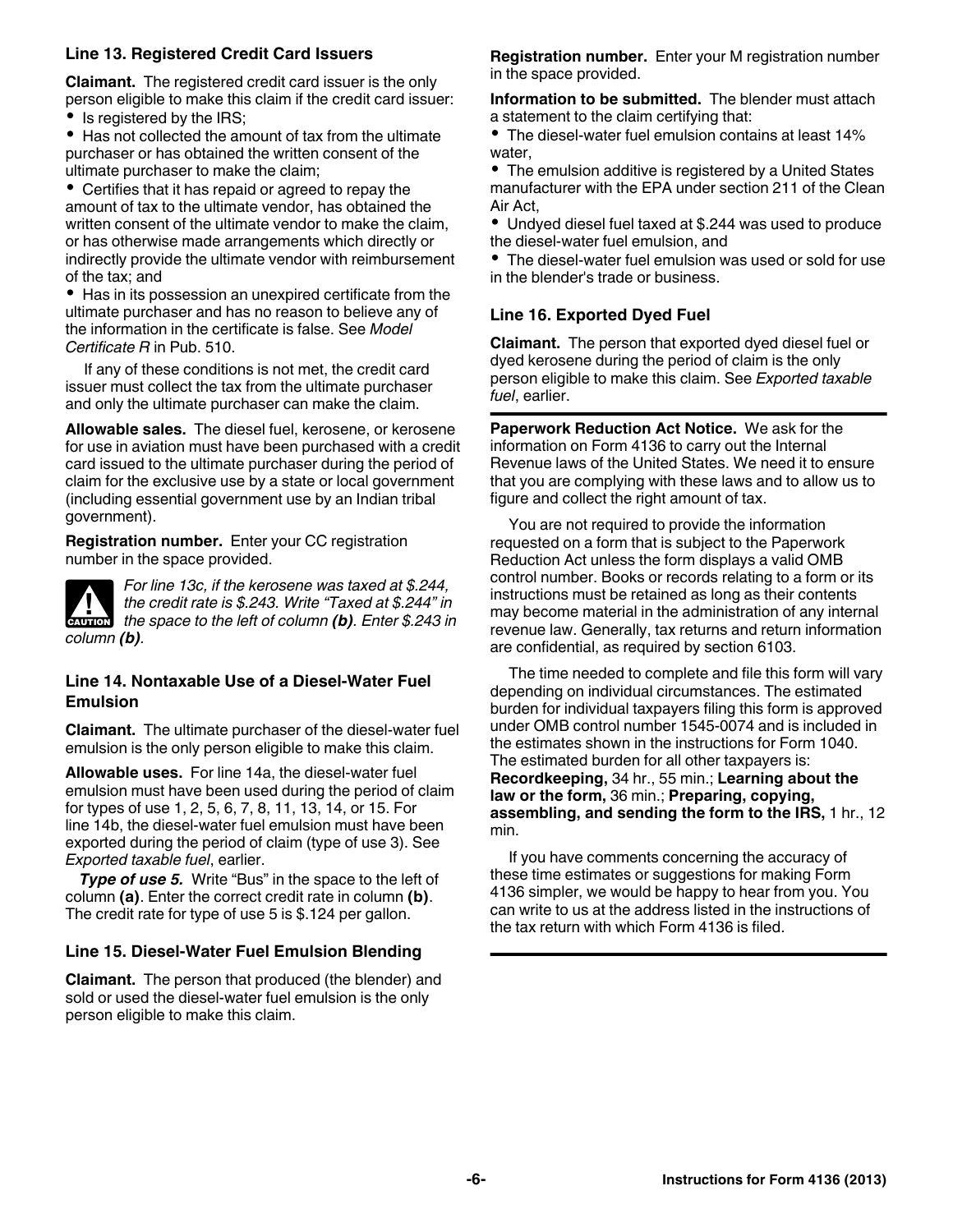### Line 13. Registered Credit Card Issuers

**Claimant.** The registered credit card issuer is the only person eligible to make this claim if the credit card issuer:

- Is registered by the IRS;
- Has not collected the amount of tax from the ultimate purchaser or has obtained the written consent of the ultimate purchaser to make the claim;
- Certifies that it has repaid or agreed to repay the amount of tax to the ultimate vendor, has obtained the written consent of the ultimate vendor to make the claim, or has otherwise made arrangements which directly or indirectly provide the ultimate vendor with reimbursement of the tax; and
- Has in its possession an unexpired certificate from the ultimate purchaser and has no reason to believe any of the information in the certificate is false. See *Model Certificate R* in Pub. 510.

If any of these conditions is not met, the credit card issuer must collect the tax from the ultimate purchaser and only the ultimate purchaser can make the claim.

**Allowable sales.** The diesel fuel, kerosene, or kerosene for use in aviation must have been purchased with a credit card issued to the ultimate purchaser during the period of claim for the exclusive use by a state or local government (including essential government use by an Indian tribal government).

**Registration number.** Enter your CC registration number in the space provided.

**CAUTION** *For line 13c, if the kerosene was taxed at $.244, the credit rate is $.243. Write "Taxed at $.244" in the space to the left of column **(b)**. Enter $.243 in column **(b)**.*

### Line 14. Nontaxable Use of a Diesel-Water Fuel Emulsion

**Claimant.** The ultimate purchaser of the diesel-water fuel emulsion is the only person eligible to make this claim.

**Allowable uses.** For line 14a, the diesel-water fuel emulsion must have been used during the period of claim for types of use 1, 2, 5, 6, 7, 8, 11, 13, 14, or 15. For line 14b, the diesel-water fuel emulsion must have been exported during the period of claim (type of use 3). See *Exported taxable fuel*, earlier.

***Type of use 5.*** Write "Bus" in the space to the left of column **(a)**. Enter the correct credit rate in column **(b)**. The credit rate for type of use 5 is $.124 per gallon.

### Line 15. Diesel-Water Fuel Emulsion Blending

**Claimant.** The person that produced (the blender) and sold or used the diesel-water fuel emulsion is the only person eligible to make this claim.

**Registration number.** Enter your M registration number in the space provided.

**Information to be submitted.** The blender must attach a statement to the claim certifying that:

- The diesel-water fuel emulsion contains at least 14% water,
- The emulsion additive is registered by a United States manufacturer with the EPA under section 211 of the Clean Air Act,
- Undyed diesel fuel taxed at $.244 was used to produce the diesel-water fuel emulsion, and
- The diesel-water fuel emulsion was used or sold for use in the blender's trade or business.

### Line 16. Exported Dyed Fuel

**Claimant.** The person that exported dyed diesel fuel or dyed kerosene during the period of claim is the only person eligible to make this claim. See *Exported taxable fuel*, earlier.

---

**Paperwork Reduction Act Notice.** We ask for the information on Form 4136 to carry out the Internal Revenue laws of the United States. We need it to ensure that you are complying with these laws and to allow us to figure and collect the right amount of tax.

You are not required to provide the information requested on a form that is subject to the Paperwork Reduction Act unless the form displays a valid OMB control number. Books or records relating to a form or its instructions must be retained as long as their contents may become material in the administration of any internal revenue law. Generally, tax returns and return information are confidential, as required by section 6103.

The time needed to complete and file this form will vary depending on individual circumstances. The estimated burden for individual taxpayers filing this form is approved under OMB control number 1545-0074 and is included in the estimates shown in the instructions for Form 1040. The estimated burden for all other taxpayers is: **Recordkeeping,** 34 hr., 55 min.; **Learning about the law or the form,** 36 min.; **Preparing, copying, assembling, and sending the form to the IRS,** 1 hr., 12 min.

If you have comments concerning the accuracy of these time estimates or suggestions for making Form 4136 simpler, we would be happy to hear from you. You can write to us at the address listed in the instructions of the tax return with which Form 4136 is filed.